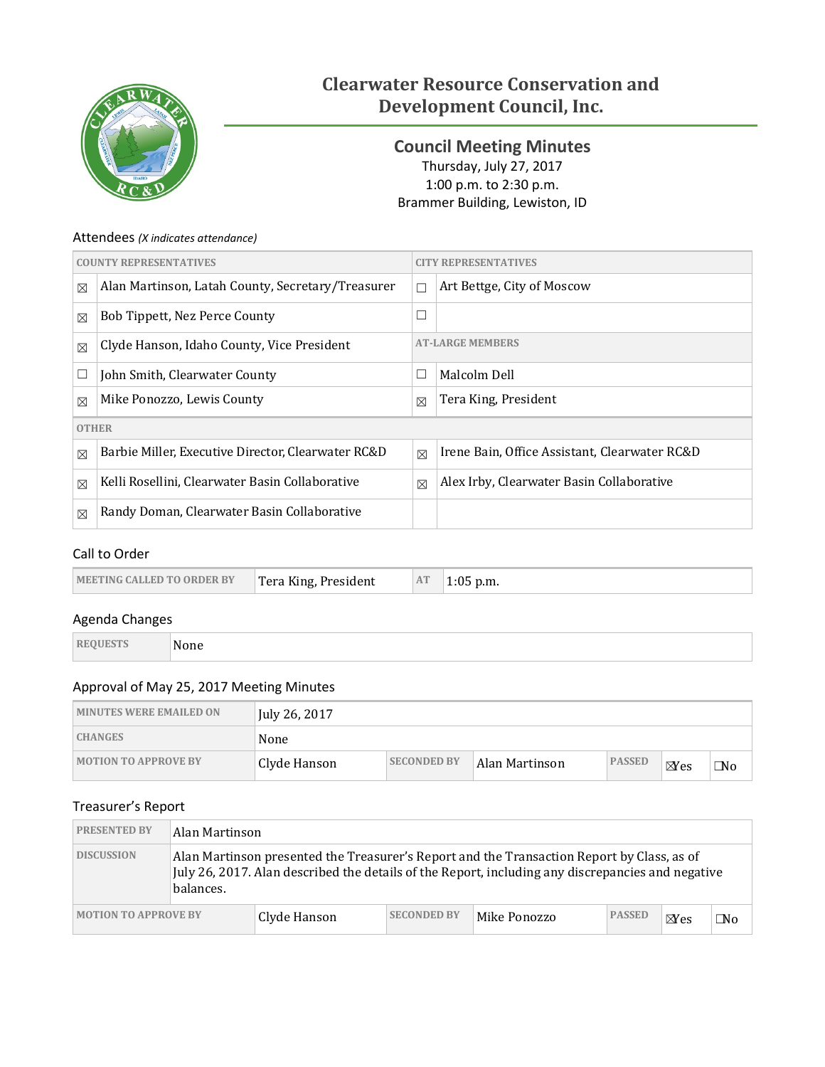# Clearwater Resource Conservation and Development Council, Inc.

## Council Meeting Minutes

Thursday, July 27, 2017
1:00 p.m. to 2:30 p.m.
Brammer Building, Lewiston, ID

### Attendees *(X indicates attendance)*

| COUNTY REPRESENTATIVES | | CITY REPRESENTATIVES | |
|---|---|---|---|
| ☒ | Alan Martinson, Latah County, Secretary/Treasurer | ☐ | Art Bettge, City of Moscow |
| ☒ | Bob Tippett, Nez Perce County | ☐ | |
| ☒ | Clyde Hanson, Idaho County, Vice President | AT-LARGE MEMBERS | |
| ☐ | John Smith, Clearwater County | ☐ | Malcolm Dell |
| ☒ | Mike Ponozzo, Lewis County | ☒ | Tera King, President |
| OTHER | | | |
| ☒ | Barbie Miller, Executive Director, Clearwater RC&D | ☒ | Irene Bain, Office Assistant, Clearwater RC&D |
| ☒ | Kelli Rosellini, Clearwater Basin Collaborative | ☒ | Alex Irby, Clearwater Basin Collaborative |
| ☒ | Randy Doman, Clearwater Basin Collaborative | | |

### Call to Order

| MEETING CALLED TO ORDER BY | Tera King, President | AT | 1:05 p.m. |
|---|---|---|---|

### Agenda Changes

| REQUESTS | None |
|---|---|

### Approval of May 25, 2017 Meeting Minutes

| MINUTES WERE EMAILED ON | July 26, 2017 | | | | | |
|---|---|---|---|---|---|---|
| CHANGES | None | | | | | |
| MOTION TO APPROVE BY | Clyde Hanson | SECONDED BY | Alan Martinson | PASSED | ☒Yes | ☐No |

### Treasurer's Report

| PRESENTED BY | Alan Martinson | | | | | |
|---|---|---|---|---|---|---|
| DISCUSSION | Alan Martinson presented the Treasurer's Report and the Transaction Report by Class, as of July 26, 2017. Alan described the details of the Report, including any discrepancies and negative balances. | | | | | |
| MOTION TO APPROVE BY | Clyde Hanson | SECONDED BY | Mike Ponozzo | PASSED | ☒Yes | ☐No |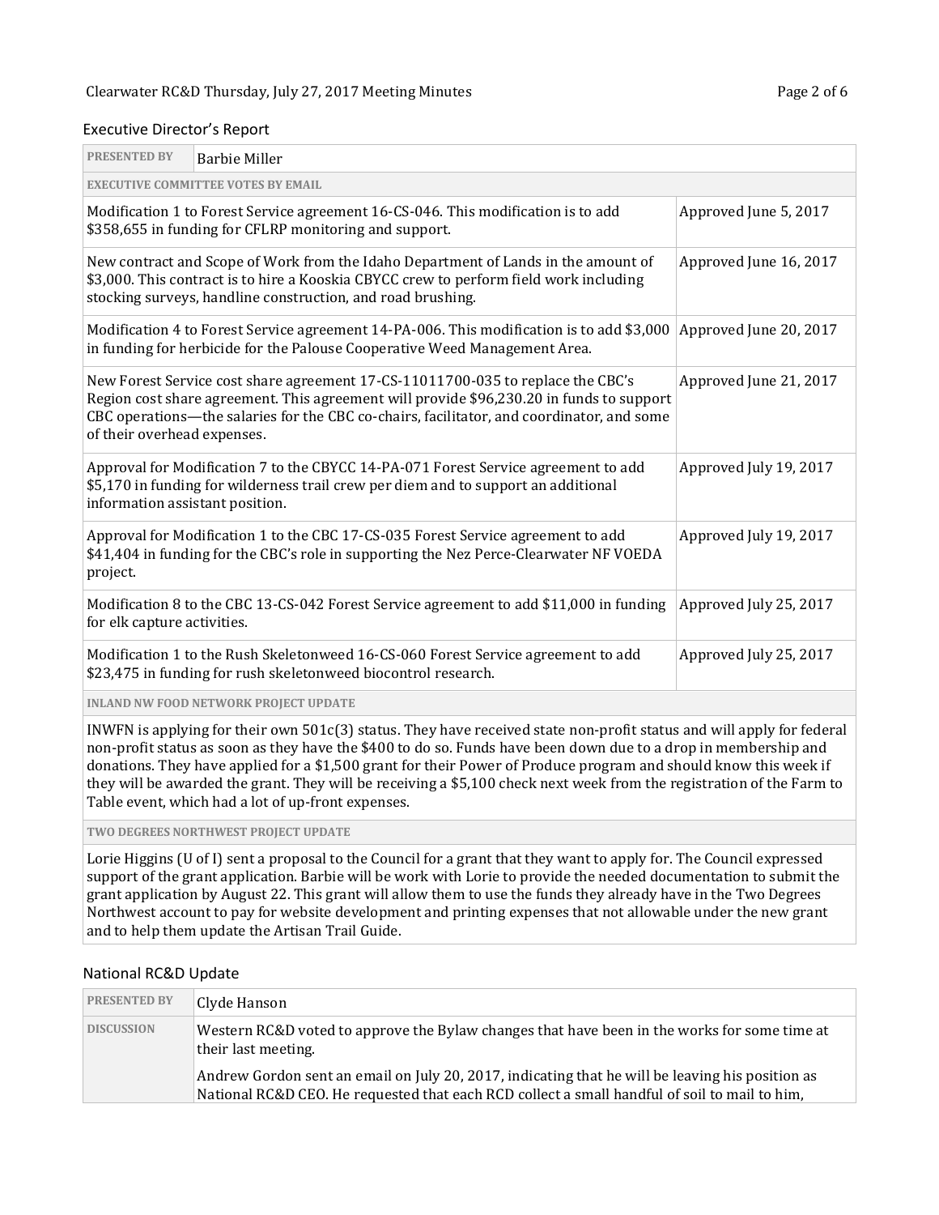## Executive Director's Report

| **PRESENTED BY** | Barbie Miller |
|---|---|
| **EXECUTIVE COMMITTEE VOTES BY EMAIL** | |
| Modification 1 to Forest Service agreement 16-CS-046. This modification is to add $358,655 in funding for CFLRP monitoring and support. | Approved June 5, 2017 |
| New contract and Scope of Work from the Idaho Department of Lands in the amount of $3,000. This contract is to hire a Kooskia CBYCC crew to perform field work including stocking surveys, handline construction, and road brushing. | Approved June 16, 2017 |
| Modification 4 to Forest Service agreement 14-PA-006. This modification is to add $3,000 in funding for herbicide for the Palouse Cooperative Weed Management Area. | Approved June 20, 2017 |
| New Forest Service cost share agreement 17-CS-11011700-035 to replace the CBC's Region cost share agreement. This agreement will provide $96,230.20 in funds to support CBC operations—the salaries for the CBC co-chairs, facilitator, and coordinator, and some of their overhead expenses. | Approved June 21, 2017 |
| Approval for Modification 7 to the CBYCC 14-PA-071 Forest Service agreement to add $5,170 in funding for wilderness trail crew per diem and to support an additional information assistant position. | Approved July 19, 2017 |
| Approval for Modification 1 to the CBC 17-CS-035 Forest Service agreement to add $41,404 in funding for the CBC's role in supporting the Nez Perce-Clearwater NF VOEDA project. | Approved July 19, 2017 |
| Modification 8 to the CBC 13-CS-042 Forest Service agreement to add $11,000 in funding for elk capture activities. | Approved July 25, 2017 |
| Modification 1 to the Rush Skeletonweed 16-CS-060 Forest Service agreement to add $23,475 in funding for rush skeletonweed biocontrol research. | Approved July 25, 2017 |
| **INLAND NW FOOD NETWORK PROJECT UPDATE** | |
| INWFN is applying for their own 501c(3) status. They have received state non-profit status and will apply for federal non-profit status as soon as they have the $400 to do so. Funds have been down due to a drop in membership and donations. They have applied for a $1,500 grant for their Power of Produce program and should know this week if they will be awarded the grant. They will be receiving a $5,100 check next week from the registration of the Farm to Table event, which had a lot of up-front expenses. | |
| **TWO DEGREES NORTHWEST PROJECT UPDATE** | |
| Lorie Higgins (U of I) sent a proposal to the Council for a grant that they want to apply for. The Council expressed support of the grant application. Barbie will be work with Lorie to provide the needed documentation to submit the grant application by August 22. This grant will allow them to use the funds they already have in the Two Degrees Northwest account to pay for website development and printing expenses that not allowable under the new grant and to help them update the Artisan Trail Guide. | |

## National RC&D Update

| **PRESENTED BY** | Clyde Hanson |
|---|---|
| **DISCUSSION** | Western RC&D voted to approve the Bylaw changes that have been in the works for some time at their last meeting.<br><br>Andrew Gordon sent an email on July 20, 2017, indicating that he will be leaving his position as National RC&D CEO. He requested that each RCD collect a small handful of soil to mail to him, |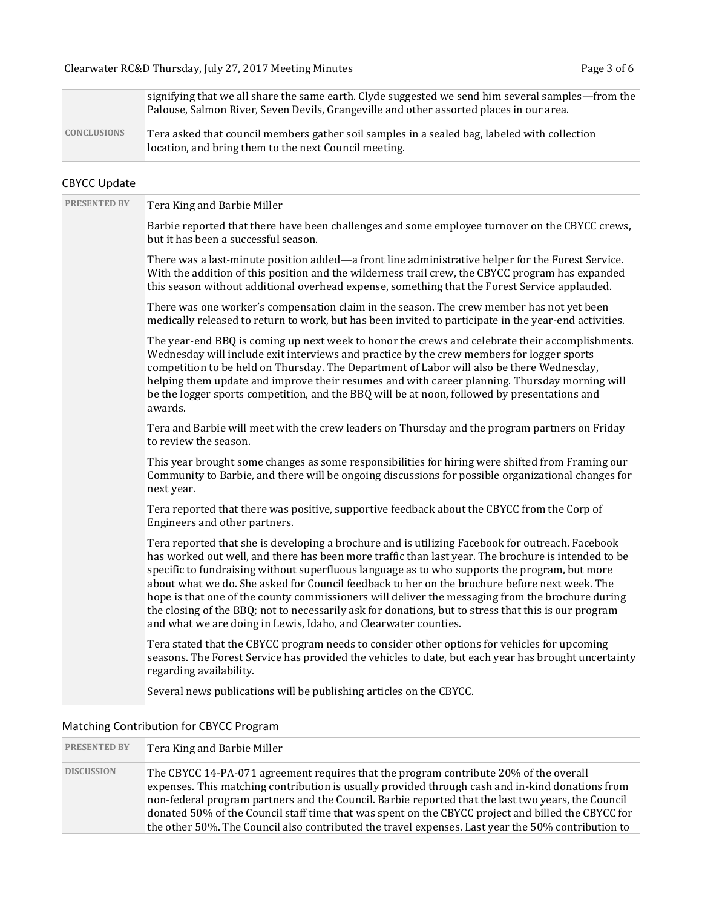| | |
|---|---|
| | signifying that we all share the same earth. Clyde suggested we send him several samples—from the Palouse, Salmon River, Seven Devils, Grangeville and other assorted places in our area. |
| CONCLUSIONS | Tera asked that council members gather soil samples in a sealed bag, labeled with collection location, and bring them to the next Council meeting. |

## CBYCC Update

| | |
|---|---|
| PRESENTED BY | Tera King and Barbie Miller |
| | Barbie reported that there have been challenges and some employee turnover on the CBYCC crews, but it has been a successful season.<br><br>There was a last-minute position added—a front line administrative helper for the Forest Service. With the addition of this position and the wilderness trail crew, the CBYCC program has expanded this season without additional overhead expense, something that the Forest Service applauded.<br><br>There was one worker's compensation claim in the season. The crew member has not yet been medically released to return to work, but has been invited to participate in the year-end activities.<br><br>The year-end BBQ is coming up next week to honor the crews and celebrate their accomplishments. Wednesday will include exit interviews and practice by the crew members for logger sports competition to be held on Thursday. The Department of Labor will also be there Wednesday, helping them update and improve their resumes and with career planning. Thursday morning will be the logger sports competition, and the BBQ will be at noon, followed by presentations and awards.<br><br>Tera and Barbie will meet with the crew leaders on Thursday and the program partners on Friday to review the season.<br><br>This year brought some changes as some responsibilities for hiring were shifted from Framing our Community to Barbie, and there will be ongoing discussions for possible organizational changes for next year.<br><br>Tera reported that there was positive, supportive feedback about the CBYCC from the Corp of Engineers and other partners.<br><br>Tera reported that she is developing a brochure and is utilizing Facebook for outreach. Facebook has worked out well, and there has been more traffic than last year. The brochure is intended to be specific to fundraising without superfluous language as to who supports the program, but more about what we do. She asked for Council feedback to her on the brochure before next week. The hope is that one of the county commissioners will deliver the messaging from the brochure during the closing of the BBQ; not to necessarily ask for donations, but to stress that this is our program and what we are doing in Lewis, Idaho, and Clearwater counties.<br><br>Tera stated that the CBYCC program needs to consider other options for vehicles for upcoming seasons. The Forest Service has provided the vehicles to date, but each year has brought uncertainty regarding availability.<br><br>Several news publications will be publishing articles on the CBYCC. |

## Matching Contribution for CBYCC Program

| | |
|---|---|
| PRESENTED BY | Tera King and Barbie Miller |
| DISCUSSION | The CBYCC 14-PA-071 agreement requires that the program contribute 20% of the overall expenses. This matching contribution is usually provided through cash and in-kind donations from non-federal program partners and the Council. Barbie reported that the last two years, the Council donated 50% of the Council staff time that was spent on the CBYCC project and billed the CBYCC for the other 50%. The Council also contributed the travel expenses. Last year the 50% contribution to |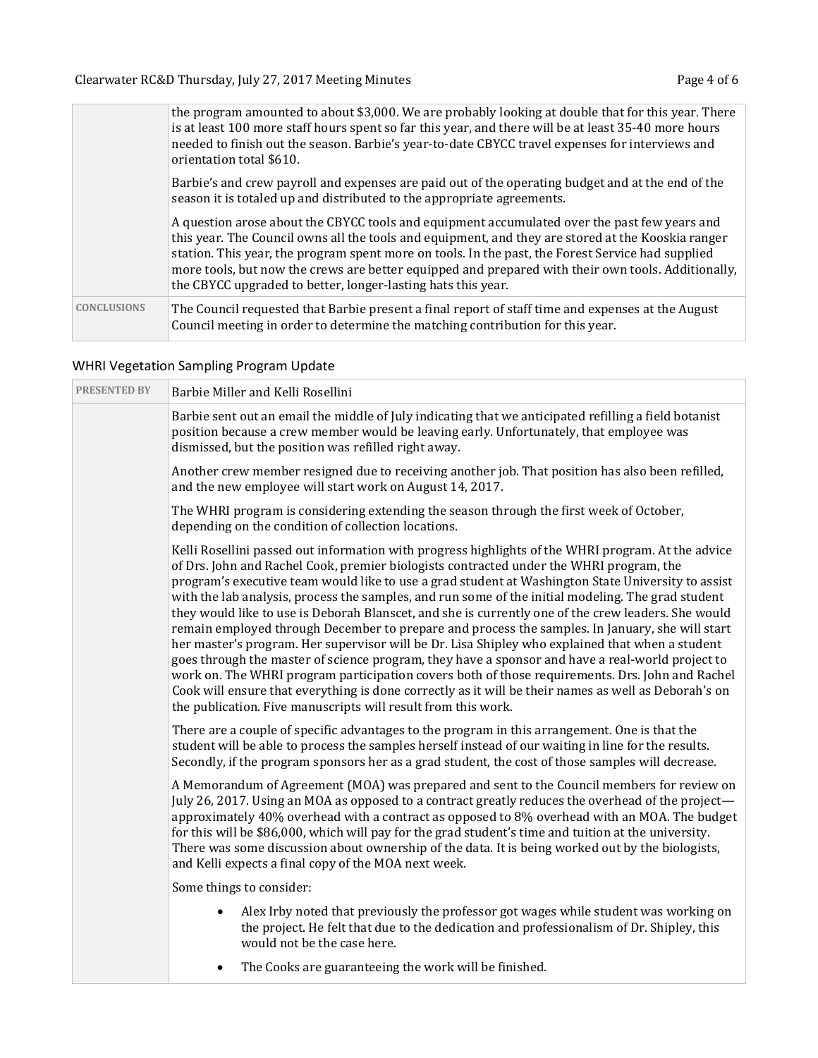| | |
|---|---|
| | the program amounted to about $3,000. We are probably looking at double that for this year. There is at least 100 more staff hours spent so far this year, and there will be at least 35-40 more hours needed to finish out the season. Barbie's year-to-date CBYCC travel expenses for interviews and orientation total $610.<br><br>Barbie's and crew payroll and expenses are paid out of the operating budget and at the end of the season it is totaled up and distributed to the appropriate agreements.<br><br>A question arose about the CBYCC tools and equipment accumulated over the past few years and this year. The Council owns all the tools and equipment, and they are stored at the Kooskia ranger station. This year, the program spent more on tools. In the past, the Forest Service had supplied more tools, but now the crews are better equipped and prepared with their own tools. Additionally, the CBYCC upgraded to better, longer-lasting hats this year. |
| **CONCLUSIONS** | The Council requested that Barbie present a final report of staff time and expenses at the August Council meeting in order to determine the matching contribution for this year. |

## WHRI Vegetation Sampling Program Update

| | |
|---|---|
| **PRESENTED BY** | Barbie Miller and Kelli Rosellini |
| | Barbie sent out an email the middle of July indicating that we anticipated refilling a field botanist position because a crew member would be leaving early. Unfortunately, that employee was dismissed, but the position was refilled right away.<br><br>Another crew member resigned due to receiving another job. That position has also been refilled, and the new employee will start work on August 14, 2017.<br><br>The WHRI program is considering extending the season through the first week of October, depending on the condition of collection locations.<br><br>Kelli Rosellini passed out information with progress highlights of the WHRI program. At the advice of Drs. John and Rachel Cook, premier biologists contracted under the WHRI program, the program's executive team would like to use a grad student at Washington State University to assist with the lab analysis, process the samples, and run some of the initial modeling. The grad student they would like to use is Deborah Blanscet, and she is currently one of the crew leaders. She would remain employed through December to prepare and process the samples. In January, she will start her master's program. Her supervisor will be Dr. Lisa Shipley who explained that when a student goes through the master of science program, they have a sponsor and have a real-world project to work on. The WHRI program participation covers both of those requirements. Drs. John and Rachel Cook will ensure that everything is done correctly as it will be their names as well as Deborah's on the publication. Five manuscripts will result from this work.<br><br>There are a couple of specific advantages to the program in this arrangement. One is that the student will be able to process the samples herself instead of our waiting in line for the results. Secondly, if the program sponsors her as a grad student, the cost of those samples will decrease.<br><br>A Memorandum of Agreement (MOA) was prepared and sent to the Council members for review on July 26, 2017. Using an MOA as opposed to a contract greatly reduces the overhead of the project—approximately 40% overhead with a contract as opposed to 8% overhead with an MOA. The budget for this will be $86,000, which will pay for the grad student's time and tuition at the university. There was some discussion about ownership of the data. It is being worked out by the biologists, and Kelli expects a final copy of the MOA next week.<br><br>Some things to consider:<br><br>• Alex Irby noted that previously the professor got wages while student was working on the project. He felt that due to the dedication and professionalism of Dr. Shipley, this would not be the case here.<br>• The Cooks are guaranteeing the work will be finished. |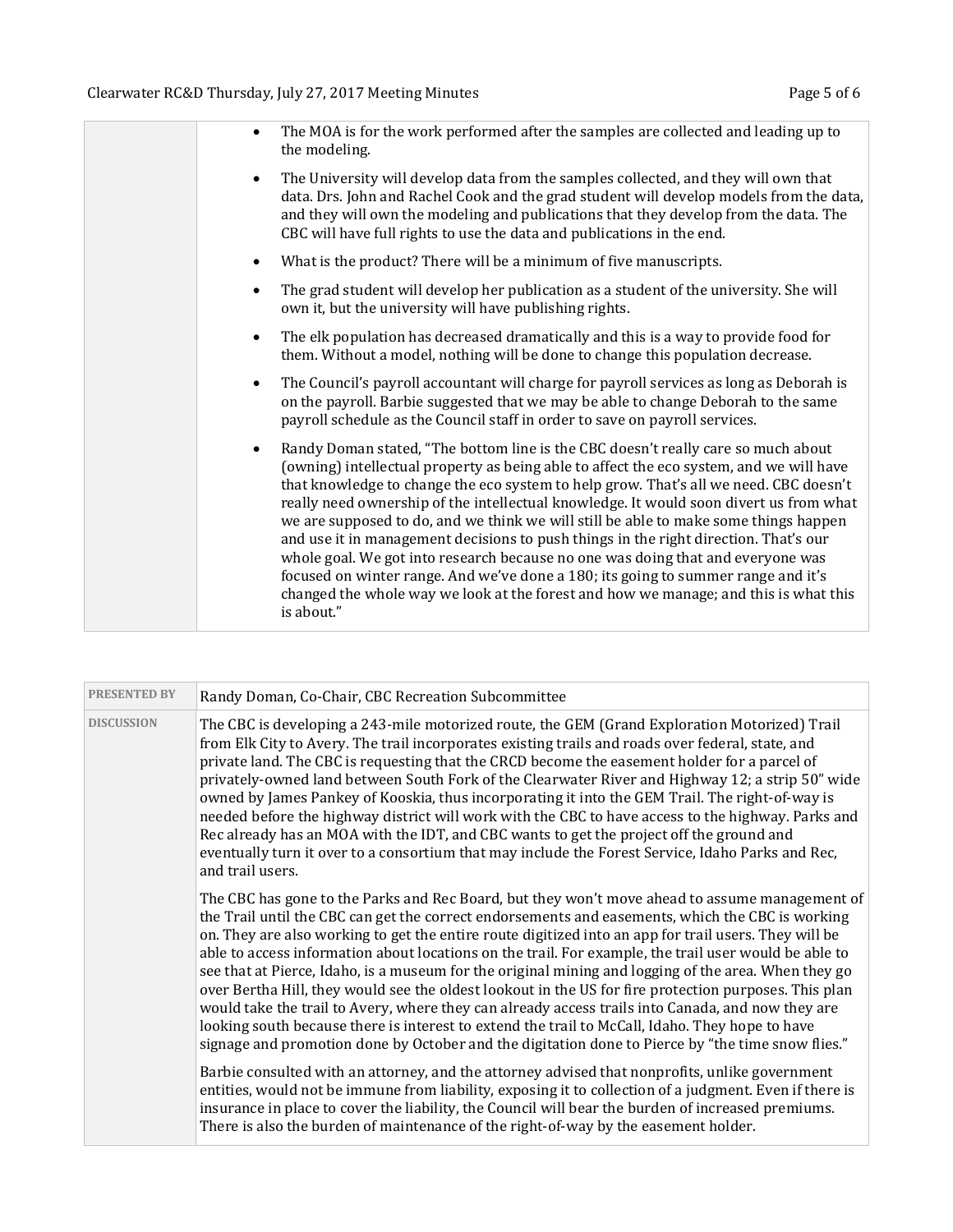| | |
|---|---|
| | • The MOA is for the work performed after the samples are collected and leading up to the modeling.<br><br>• The University will develop data from the samples collected, and they will own that data. Drs. John and Rachel Cook and the grad student will develop models from the data, and they will own the modeling and publications that they develop from the data. The CBC will have full rights to use the data and publications in the end.<br><br>• What is the product? There will be a minimum of five manuscripts.<br><br>• The grad student will develop her publication as a student of the university. She will own it, but the university will have publishing rights.<br><br>• The elk population has decreased dramatically and this is a way to provide food for them. Without a model, nothing will be done to change this population decrease.<br><br>• The Council's payroll accountant will charge for payroll services as long as Deborah is on the payroll. Barbie suggested that we may be able to change Deborah to the same payroll schedule as the Council staff in order to save on payroll services.<br><br>• Randy Doman stated, "The bottom line is the CBC doesn't really care so much about (owning) intellectual property as being able to affect the eco system, and we will have that knowledge to change the eco system to help grow. That's all we need. CBC doesn't really need ownership of the intellectual knowledge. It would soon divert us from what we are supposed to do, and we think we will still be able to make some things happen and use it in management decisions to push things in the right direction. That's our whole goal. We got into research because no one was doing that and everyone was focused on winter range. And we've done a 180; its going to summer range and it's changed the whole way we look at the forest and how we manage; and this is what this is about." |

| | |
|---|---|
| **PRESENTED BY** | Randy Doman, Co-Chair, CBC Recreation Subcommittee |
| **DISCUSSION** | The CBC is developing a 243-mile motorized route, the GEM (Grand Exploration Motorized) Trail from Elk City to Avery. The trail incorporates existing trails and roads over federal, state, and private land. The CBC is requesting that the CRCD become the easement holder for a parcel of privately-owned land between South Fork of the Clearwater River and Highway 12; a strip 50" wide owned by James Pankey of Kooskia, thus incorporating it into the GEM Trail. The right-of-way is needed before the highway district will work with the CBC to have access to the highway. Parks and Rec already has an MOA with the IDT, and CBC wants to get the project off the ground and eventually turn it over to a consortium that may include the Forest Service, Idaho Parks and Rec, and trail users.<br><br>The CBC has gone to the Parks and Rec Board, but they won't move ahead to assume management of the Trail until the CBC can get the correct endorsements and easements, which the CBC is working on. They are also working to get the entire route digitized into an app for trail users. They will be able to access information about locations on the trail. For example, the trail user would be able to see that at Pierce, Idaho, is a museum for the original mining and logging of the area. When they go over Bertha Hill, they would see the oldest lookout in the US for fire protection purposes. This plan would take the trail to Avery, where they can already access trails into Canada, and now they are looking south because there is interest to extend the trail to McCall, Idaho. They hope to have signage and promotion done by October and the digitation done to Pierce by "the time snow flies."<br><br>Barbie consulted with an attorney, and the attorney advised that nonprofits, unlike government entities, would not be immune from liability, exposing it to collection of a judgment. Even if there is insurance in place to cover the liability, the Council will bear the burden of increased premiums. There is also the burden of maintenance of the right-of-way by the easement holder. |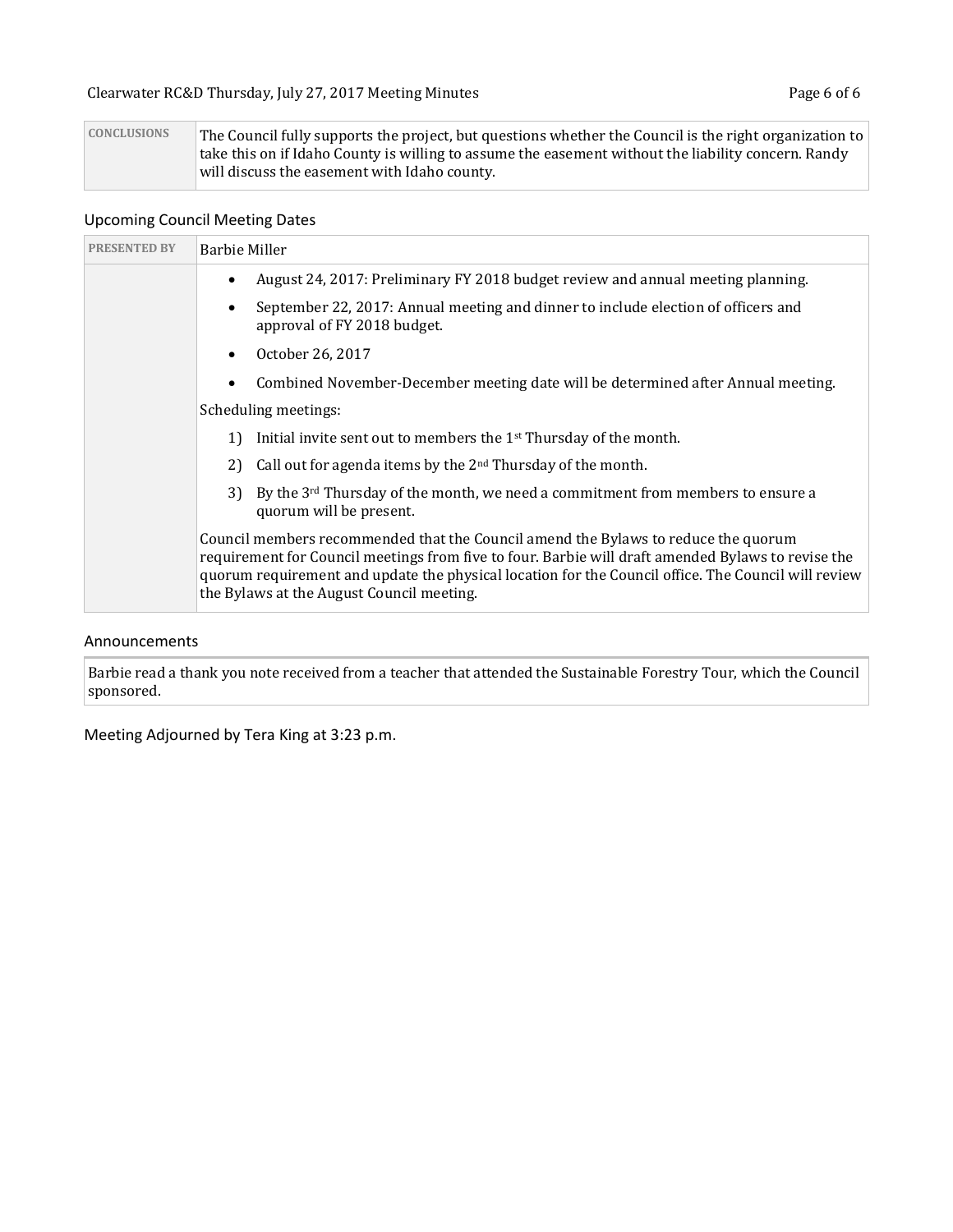| | |
|---|---|
| CONCLUSIONS | The Council fully supports the project, but questions whether the Council is the right organization to take this on if Idaho County is willing to assume the easement without the liability concern. Randy will discuss the easement with Idaho county. |

## Upcoming Council Meeting Dates

| | |
|---|---|
| PRESENTED BY | Barbie Miller |
| | • August 24, 2017: Preliminary FY 2018 budget review and annual meeting planning.<br>• September 22, 2017: Annual meeting and dinner to include election of officers and approval of FY 2018 budget.<br>• October 26, 2017<br>• Combined November-December meeting date will be determined after Annual meeting.<br><br>Scheduling meetings:<br>1) Initial invite sent out to members the 1st Thursday of the month.<br>2) Call out for agenda items by the 2nd Thursday of the month.<br>3) By the 3rd Thursday of the month, we need a commitment from members to ensure a quorum will be present.<br><br>Council members recommended that the Council amend the Bylaws to reduce the quorum requirement for Council meetings from five to four. Barbie will draft amended Bylaws to revise the quorum requirement and update the physical location for the Council office. The Council will review the Bylaws at the August Council meeting. |

## Announcements

Barbie read a thank you note received from a teacher that attended the Sustainable Forestry Tour, which the Council sponsored.

Meeting Adjourned by Tera King at 3:23 p.m.